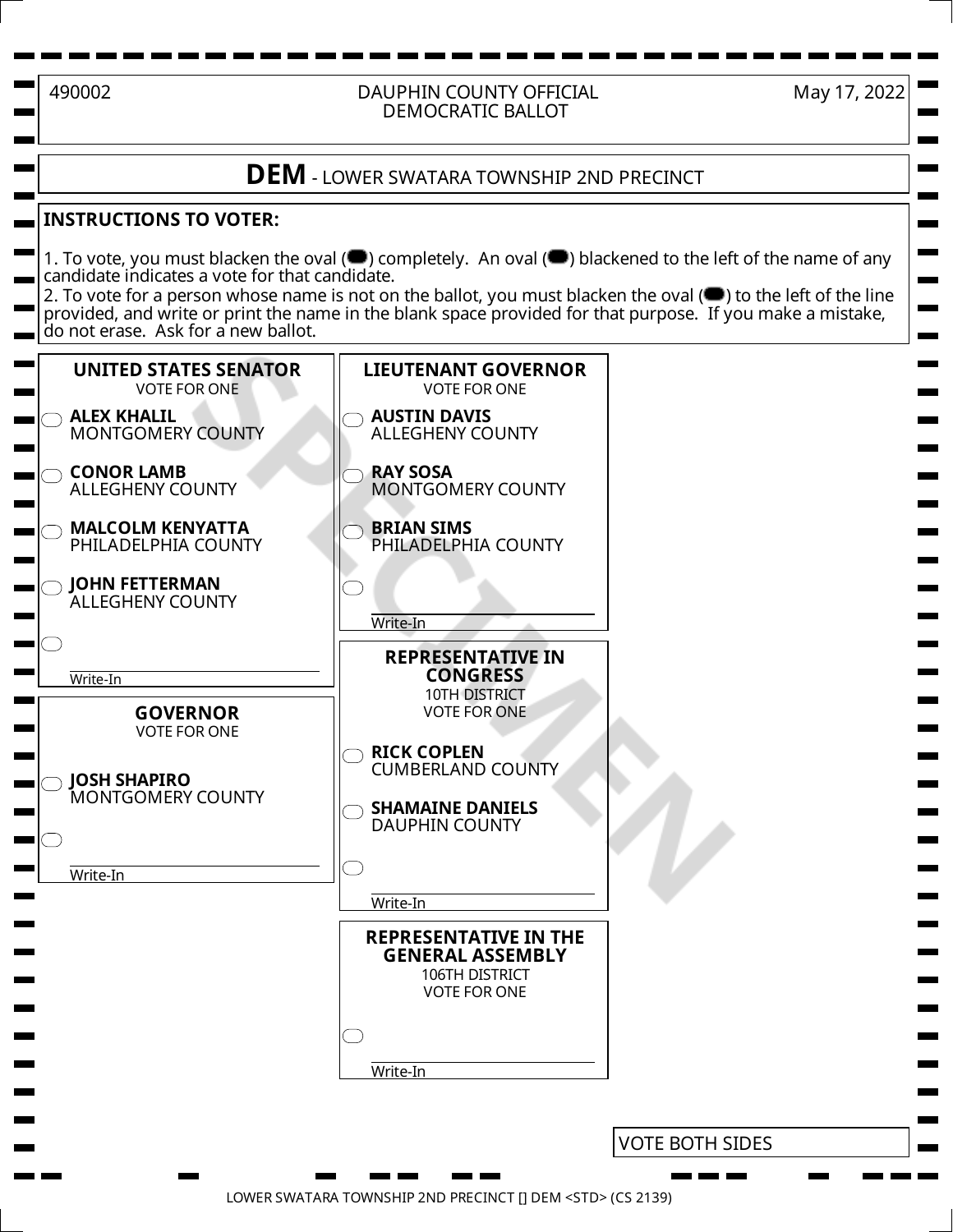490002

DAUPHIN COUNTY OFFICIAL
DEMOCRATIC BALLOT

May 17, 2022

# DEM - LOWER SWATARA TOWNSHIP 2ND PRECINCT

**INSTRUCTIONS TO VOTER:**

1. To vote, you must blacken the oval (⬬) completely. An oval (⬬) blackened to the left of the name of any candidate indicates a vote for that candidate.
2. To vote for a person whose name is not on the ballot, you must blacken the oval (⬬) to the left of the line provided, and write or print the name in the blank space provided for that purpose. If you make a mistake, do not erase. Ask for a new ballot.

## UNITED STATES SENATOR
VOTE FOR ONE

- ⬭ **ALEX KHALIL**
  MONTGOMERY COUNTY
- ⬭ **CONOR LAMB**
  ALLEGHENY COUNTY
- ⬭ **MALCOLM KENYATTA**
  PHILADELPHIA COUNTY
- ⬭ **JOHN FETTERMAN**
  ALLEGHENY COUNTY
- ⬭ ______________________ Write-In

## GOVERNOR
VOTE FOR ONE

- ⬭ **JOSH SHAPIRO**
  MONTGOMERY COUNTY
- ⬭ ______________________ Write-In

## LIEUTENANT GOVERNOR
VOTE FOR ONE

- ⬭ **AUSTIN DAVIS**
  ALLEGHENY COUNTY
- ⬭ **RAY SOSA**
  MONTGOMERY COUNTY
- ⬭ **BRIAN SIMS**
  PHILADELPHIA COUNTY
- ⬭ ______________________ Write-In

## REPRESENTATIVE IN CONGRESS
10TH DISTRICT
VOTE FOR ONE

- ⬭ **RICK COPLEN**
  CUMBERLAND COUNTY
- ⬭ **SHAMAINE DANIELS**
  DAUPHIN COUNTY
- ⬭ ______________________ Write-In

## REPRESENTATIVE IN THE GENERAL ASSEMBLY
106TH DISTRICT
VOTE FOR ONE

- ⬭ ______________________ Write-In

VOTE BOTH SIDES

LOWER SWATARA TOWNSHIP 2ND PRECINCT [] DEM <STD> (CS 2139)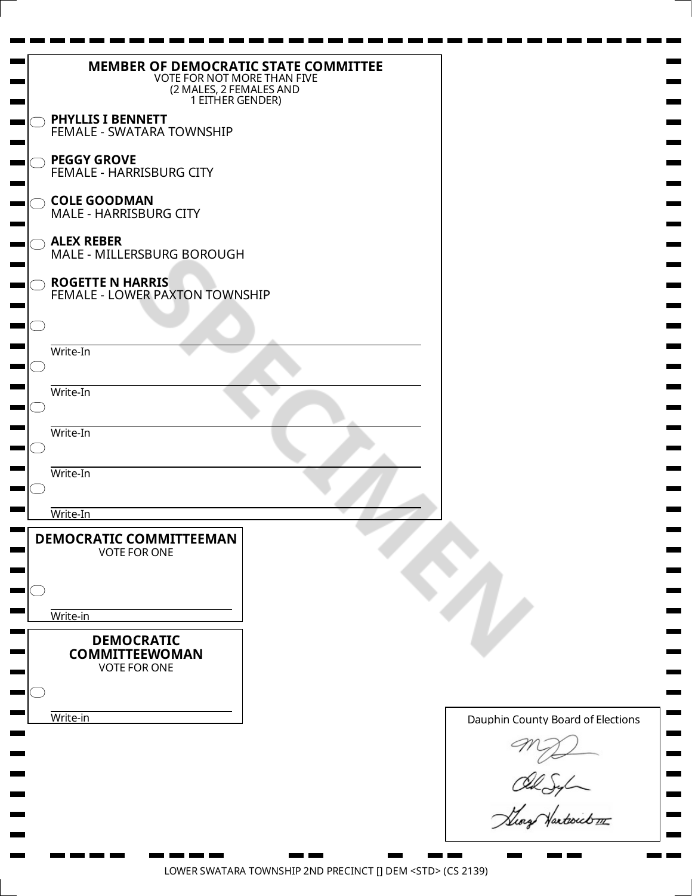## MEMBER OF DEMOCRATIC STATE COMMITTEE

VOTE FOR NOT MORE THAN FIVE
(2 MALES, 2 FEMALES AND
1 EITHER GENDER)

- **PHYLLIS I BENNETT**
  FEMALE - SWATARA TOWNSHIP
- **PEGGY GROVE**
  FEMALE - HARRISBURG CITY
- **COLE GOODMAN**
  MALE - HARRISBURG CITY
- **ALEX REBER**
  MALE - MILLERSBURG BOROUGH
- **ROGETTE N HARRIS**
  FEMALE - LOWER PAXTON TOWNSHIP
- Write-In
- Write-In
- Write-In
- Write-In
- Write-In

## DEMOCRATIC COMMITTEEMAN

VOTE FOR ONE

- Write-in

## DEMOCRATIC COMMITTEEWOMAN

VOTE FOR ONE

- Write-in

SPECIMEN

Dauphin County Board of Elections

LOWER SWATARA TOWNSHIP 2ND PRECINCT [] DEM <STD> (CS 2139)